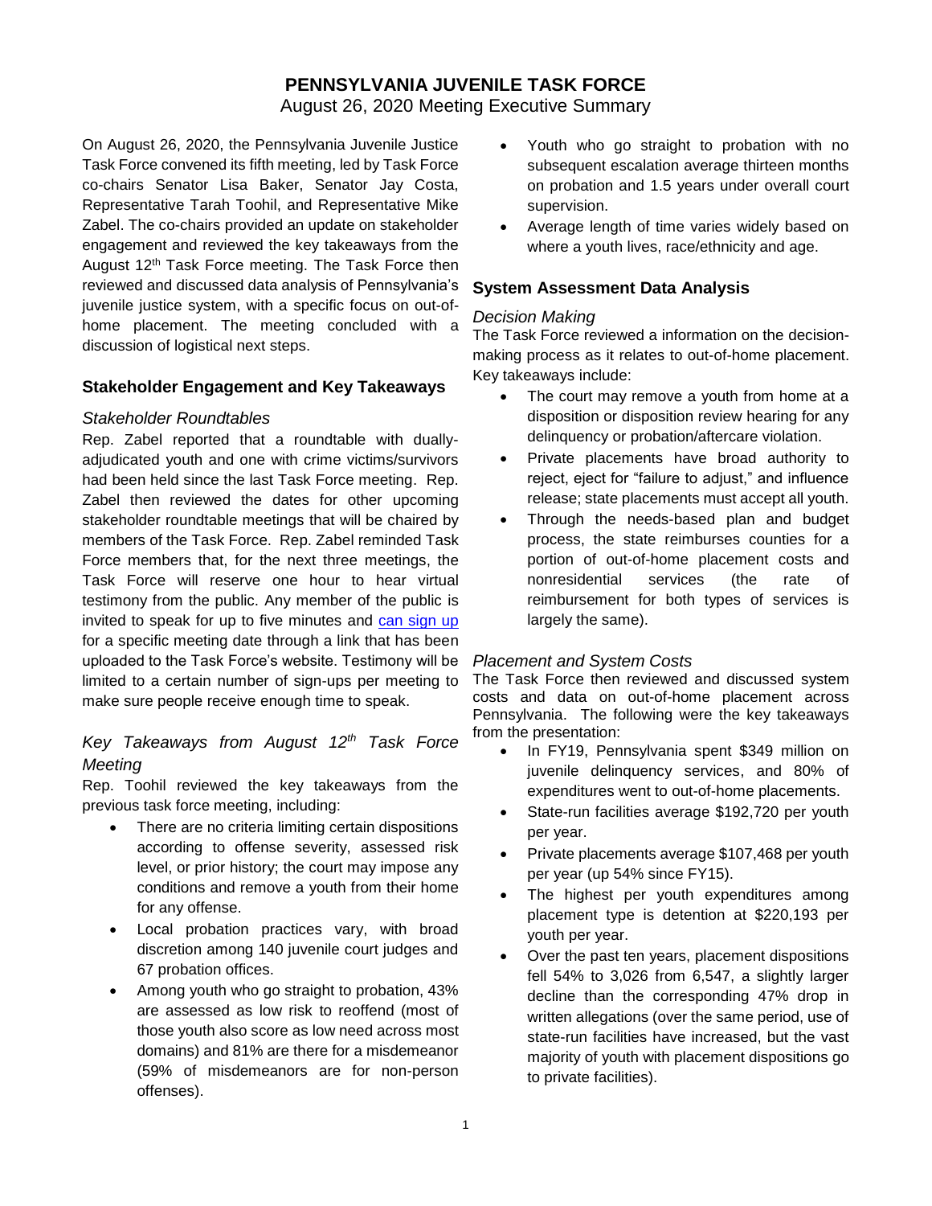# PENNSYLVANIA JUVENILE TASK FORCE

August 26, 2020 Meeting Executive Summary

On August 26, 2020, the Pennsylvania Juvenile Justice Task Force convened its fifth meeting, led by Task Force co-chairs Senator Lisa Baker, Senator Jay Costa, Representative Tarah Toohil, and Representative Mike Zabel. The co-chairs provided an update on stakeholder engagement and reviewed the key takeaways from the August 12th Task Force meeting. The Task Force then reviewed and discussed data analysis of Pennsylvania's juvenile justice system, with a specific focus on out-of-home placement. The meeting concluded with a discussion of logistical next steps.

## Stakeholder Engagement and Key Takeaways

### *Stakeholder Roundtables*

Rep. Zabel reported that a roundtable with dually-adjudicated youth and one with crime victims/survivors had been held since the last Task Force meeting. Rep. Zabel then reviewed the dates for other upcoming stakeholder roundtable meetings that will be chaired by members of the Task Force. Rep. Zabel reminded Task Force members that, for the next three meetings, the Task Force will reserve one hour to hear virtual testimony from the public. Any member of the public is invited to speak for up to five minutes and can sign up for a specific meeting date through a link that has been uploaded to the Task Force's website. Testimony will be limited to a certain number of sign-ups per meeting to make sure people receive enough time to speak.

### *Key Takeaways from August 12th Task Force Meeting*

Rep. Toohil reviewed the key takeaways from the previous task force meeting, including:

- There are no criteria limiting certain dispositions according to offense severity, assessed risk level, or prior history; the court may impose any conditions and remove a youth from their home for any offense.
- Local probation practices vary, with broad discretion among 140 juvenile court judges and 67 probation offices.
- Among youth who go straight to probation, 43% are assessed as low risk to reoffend (most of those youth also score as low need across most domains) and 81% are there for a misdemeanor (59% of misdemeanors are for non-person offenses).
- Youth who go straight to probation with no subsequent escalation average thirteen months on probation and 1.5 years under overall court supervision.
- Average length of time varies widely based on where a youth lives, race/ethnicity and age.

## System Assessment Data Analysis

### *Decision Making*

The Task Force reviewed a information on the decision-making process as it relates to out-of-home placement. Key takeaways include:

- The court may remove a youth from home at a disposition or disposition review hearing for any delinquency or probation/aftercare violation.
- Private placements have broad authority to reject, eject for "failure to adjust," and influence release; state placements must accept all youth.
- Through the needs-based plan and budget process, the state reimburses counties for a portion of out-of-home placement costs and nonresidential services (the rate of reimbursement for both types of services is largely the same).

### *Placement and System Costs*

The Task Force then reviewed and discussed system costs and data on out-of-home placement across Pennsylvania. The following were the key takeaways from the presentation:

- In FY19, Pennsylvania spent $349 million on juvenile delinquency services, and 80% of expenditures went to out-of-home placements.
- State-run facilities average $192,720 per youth per year.
- Private placements average $107,468 per youth per year (up 54% since FY15).
- The highest per youth expenditures among placement type is detention at $220,193 per youth per year.
- Over the past ten years, placement dispositions fell 54% to 3,026 from 6,547, a slightly larger decline than the corresponding 47% drop in written allegations (over the same period, use of state-run facilities have increased, but the vast majority of youth with placement dispositions go to private facilities).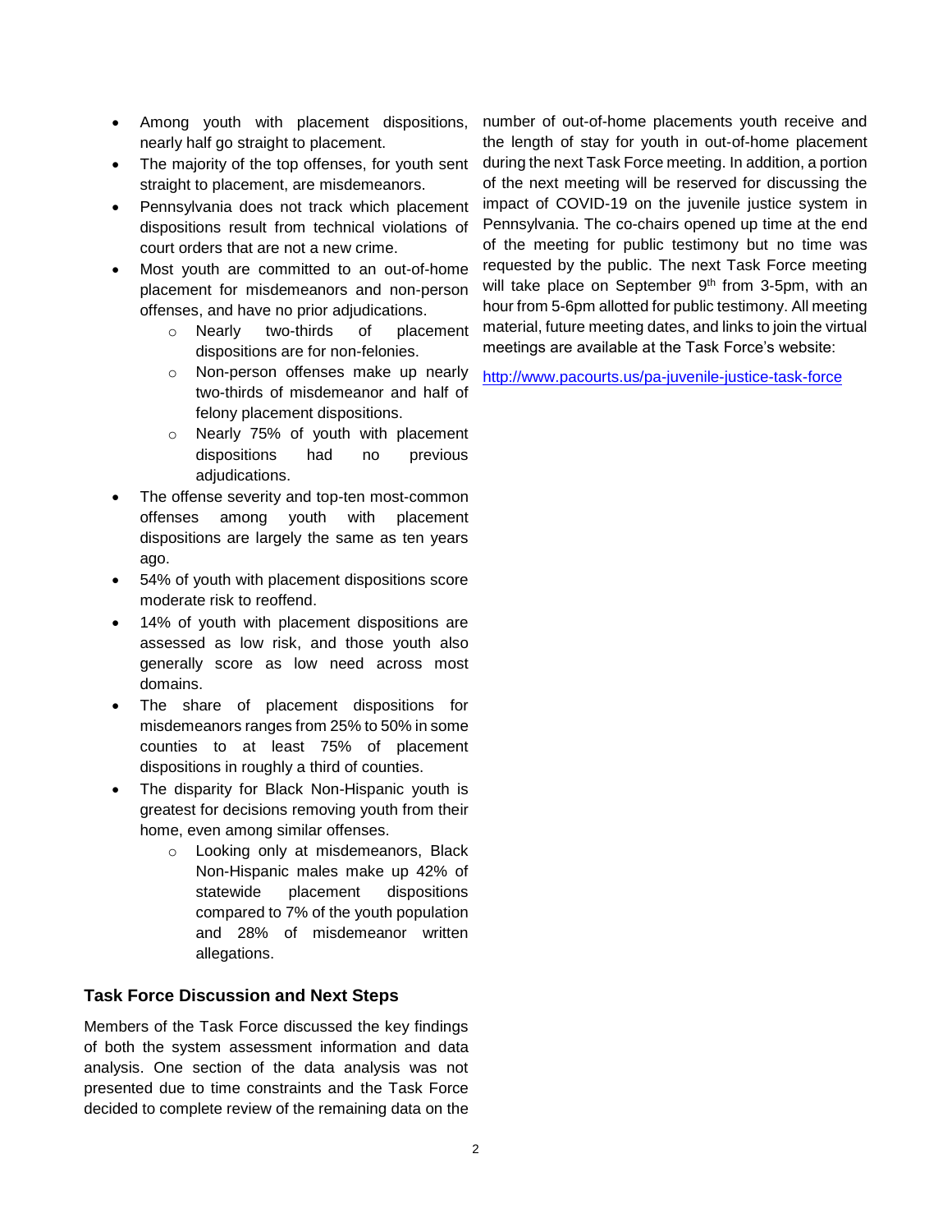- Among youth with placement dispositions, nearly half go straight to placement.
- The majority of the top offenses, for youth sent straight to placement, are misdemeanors.
- Pennsylvania does not track which placement dispositions result from technical violations of court orders that are not a new crime.
- Most youth are committed to an out-of-home placement for misdemeanors and non-person offenses, and have no prior adjudications.
  - Nearly two-thirds of placement dispositions are for non-felonies.
  - Non-person offenses make up nearly two-thirds of misdemeanor and half of felony placement dispositions.
  - Nearly 75% of youth with placement dispositions had no previous adjudications.
- The offense severity and top-ten most-common offenses among youth with placement dispositions are largely the same as ten years ago.
- 54% of youth with placement dispositions score moderate risk to reoffend.
- 14% of youth with placement dispositions are assessed as low risk, and those youth also generally score as low need across most domains.
- The share of placement dispositions for misdemeanors ranges from 25% to 50% in some counties to at least 75% of placement dispositions in roughly a third of counties.
- The disparity for Black Non-Hispanic youth is greatest for decisions removing youth from their home, even among similar offenses.
  - Looking only at misdemeanors, Black Non-Hispanic males make up 42% of statewide placement dispositions compared to 7% of the youth population and 28% of misdemeanor written allegations.

### Task Force Discussion and Next Steps

Members of the Task Force discussed the key findings of both the system assessment information and data analysis. One section of the data analysis was not presented due to time constraints and the Task Force decided to complete review of the remaining data on the number of out-of-home placements youth receive and the length of stay for youth in out-of-home placement during the next Task Force meeting. In addition, a portion of the next meeting will be reserved for discussing the impact of COVID-19 on the juvenile justice system in Pennsylvania. The co-chairs opened up time at the end of the meeting for public testimony but no time was requested by the public. The next Task Force meeting will take place on September 9th from 3-5pm, with an hour from 5-6pm allotted for public testimony. All meeting material, future meeting dates, and links to join the virtual meetings are available at the Task Force's website:

http://www.pacourts.us/pa-juvenile-justice-task-force